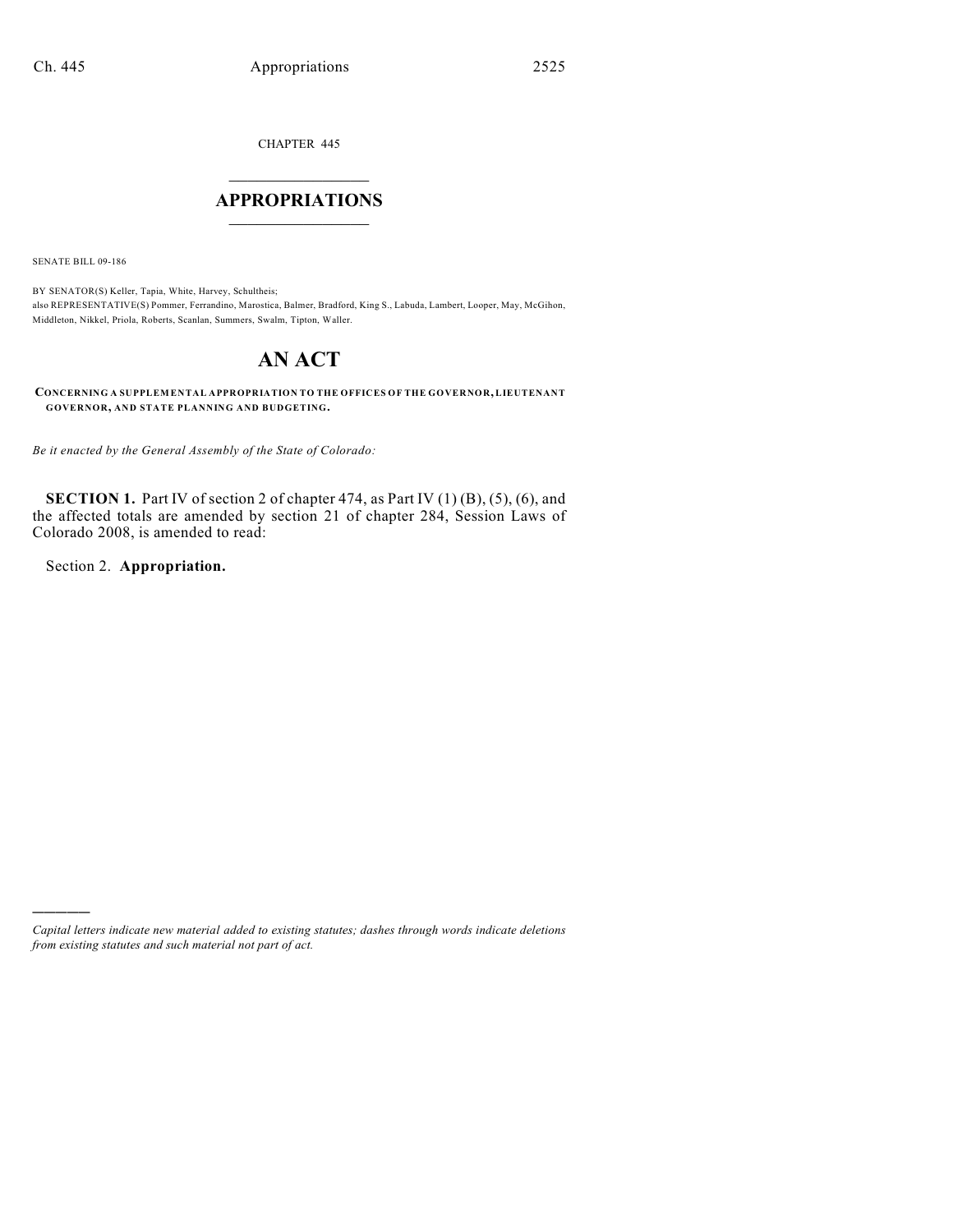CHAPTER 445

# APPROPRIATIONS

SENATE BILL 09-186

BY SENATOR(S) Keller, Tapia, White, Harvey, Schultheis;
also REPRESENTATIVE(S) Pommer, Ferrandino, Marostica, Balmer, Bradford, King S., Labuda, Lambert, Looper, May, McGihon, Middleton, Nikkel, Priola, Roberts, Scanlan, Summers, Swalm, Tipton, Waller.

# AN ACT

**CONCERNING A SUPPLEMENTAL APPROPRIATION TO THE OFFICES OF THE GOVERNOR, LIEUTENANT GOVERNOR, AND STATE PLANNING AND BUDGETING.**

*Be it enacted by the General Assembly of the State of Colorado:*

**SECTION 1.** Part IV of section 2 of chapter 474, as Part IV (1) (B), (5), (6), and the affected totals are amended by section 21 of chapter 284, Session Laws of Colorado 2008, is amended to read:

Section 2. **Appropriation.**

---

*Capital letters indicate new material added to existing statutes; dashes through words indicate deletions from existing statutes and such material not part of act.*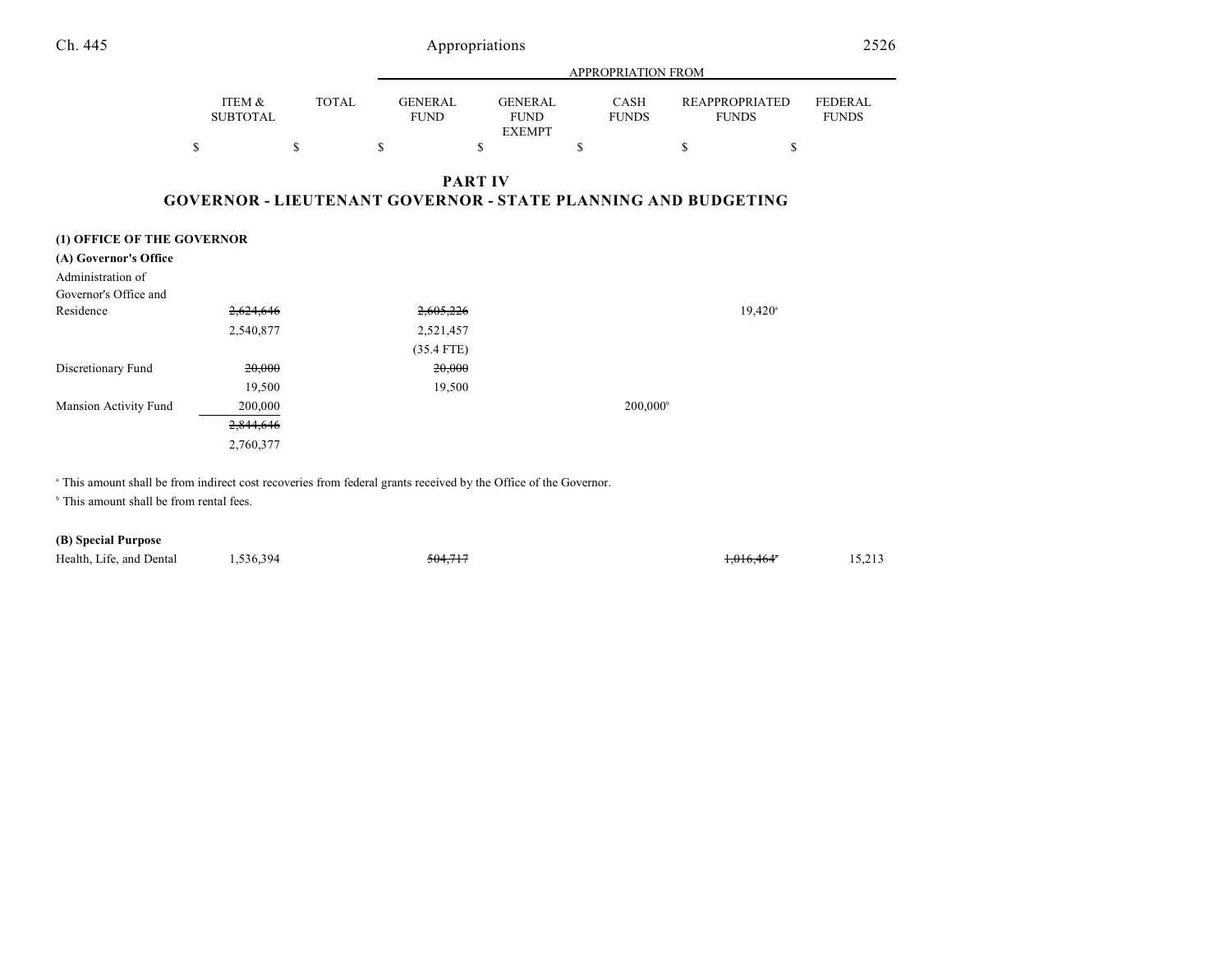# PART IV

## GOVERNOR - LIEUTENANT GOVERNOR - STATE PLANNING AND BUDGETING

| | ITEM & SUBTOTAL | TOTAL | GENERAL FUND | GENERAL FUND EXEMPT | CASH FUNDS | REAPPROPRIATED FUNDS | FEDERAL FUNDS |
|---|---|---|---|---|---|---|---|
| | $ | $ | $ | $ | $ | $ | $ |
| **(1) OFFICE OF THE GOVERNOR** | | | | | | | |
| **(A) Governor's Office** | | | | | | | |
| Administration of Governor's Office and Residence | ~~2,624,646~~ | | ~~2,605,226~~ | | | 19,420[a] | |
| | 2,540,877 | | 2,521,457 | | | | |
| | | | (35.4 FTE) | | | | |
| Discretionary Fund | ~~20,000~~ | | ~~20,000~~ | | | | |
| | 19,500 | | 19,500 | | | | |
| Mansion Activity Fund | 200,000 | | | | 200,000[b] | | |
| | ~~2,844,646~~ | | | | | | |
| | 2,760,377 | | | | | | |

[a] This amount shall be from indirect cost recoveries from federal grants received by the Office of the Governor.

[b] This amount shall be from rental fees.

| | ITEM & SUBTOTAL | TOTAL | GENERAL FUND | GENERAL FUND EXEMPT | CASH FUNDS | REAPPROPRIATED FUNDS | FEDERAL FUNDS |
|---|---|---|---|---|---|---|---|
| **(B) Special Purpose** | | | | | | | |
| Health, Life, and Dental | 1,536,394 | | ~~504,717~~ | | | ~~1,016,464~~[a] | 15,213 |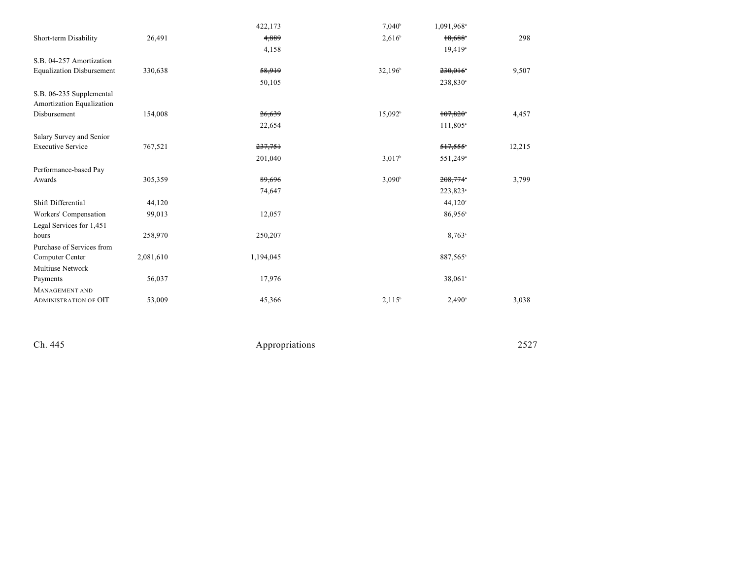| | | | | | |
|---|---|---|---|---|---|
| | | 422,173 | 7,040[b] | 1,091,968[a] | |
| Short-term Disability | 26,491 | ~~4,889~~ | 2,616[b] | ~~18,688~~[a] | 298 |
| | | 4,158 | | 19,419[a] | |
| S.B. 04-257 Amortization Equalization Disbursement | 330,638 | ~~58,919~~ | 32,196[b] | ~~230,016~~[a] | 9,507 |
| | | 50,105 | | 238,830[a] | |
| S.B. 06-235 Supplemental Amortization Equalization Disbursement | 154,008 | ~~26,639~~ | 15,092[b] | ~~107,820~~[a] | 4,457 |
| | | 22,654 | | 111,805[a] | |
| Salary Survey and Senior Executive Service | 767,521 | ~~237,751~~ | | ~~517,555~~[a] | 12,215 |
| | | 201,040 | 3,017[b] | 551,249[a] | |
| Performance-based Pay Awards | 305,359 | ~~89,696~~ | 3,090[b] | ~~208,774~~[a] | 3,799 |
| | | 74,647 | | 223,823[a] | |
| Shift Differential | 44,120 | | | 44,120[c] | |
| Workers' Compensation | 99,013 | 12,057 | | 86,956[a] | |
| Legal Services for 1,451 hours | 258,970 | 250,207 | | 8,763[a] | |
| Purchase of Services from Computer Center | 2,081,610 | 1,194,045 | | 887,565[a] | |
| Multiuse Network Payments | 56,037 | 17,976 | | 38,061[a] | |
| MANAGEMENT AND ADMINISTRATION OF OIT | 53,009 | 45,366 | 2,115[b] | 2,490[a] | 3,038 |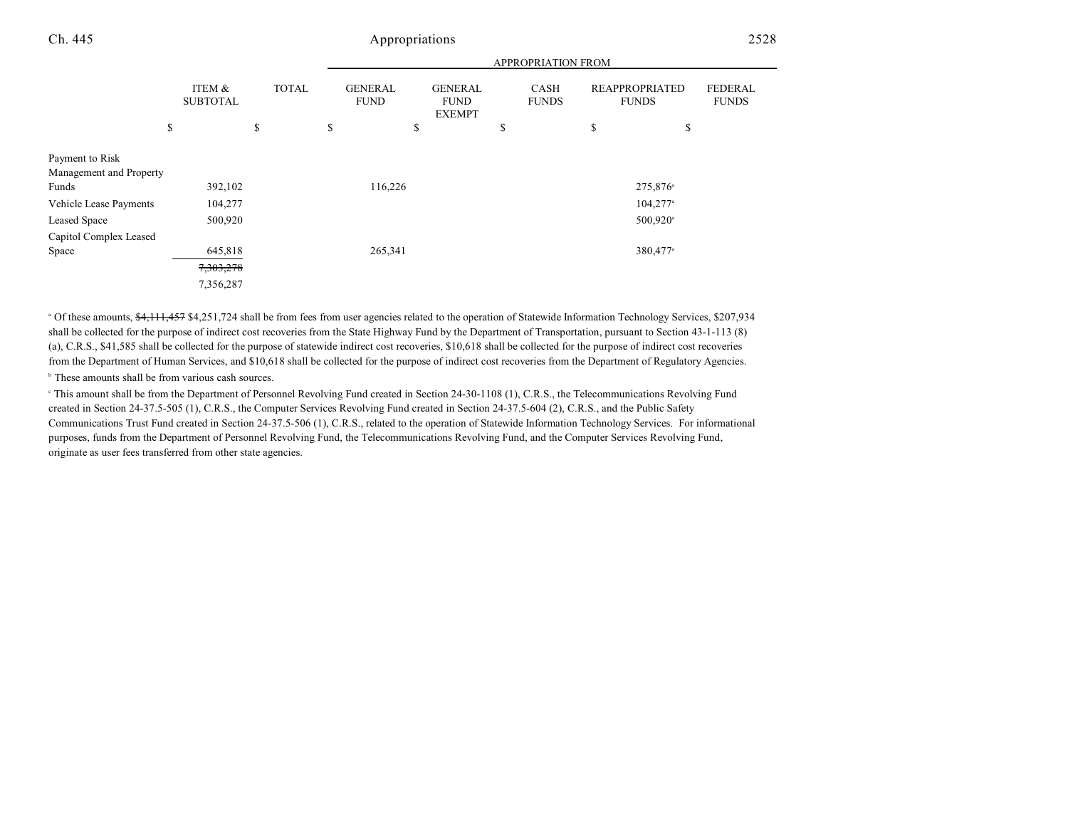| | ITEM & SUBTOTAL | TOTAL | APPROPRIATION FROM GENERAL FUND | GENERAL FUND EXEMPT | CASH FUNDS | REAPPROPRIATED FUNDS | FEDERAL FUNDS |
|---|---|---|---|---|---|---|---|
| | $ | $ | $ | $ | $ | $ | $ |
| Payment to Risk Management and Property Funds | 392,102 | | 116,226 | | | 275,876[a] | |
| Vehicle Lease Payments | 104,277 | | | | | 104,277[a] | |
| Leased Space | 500,920 | | | | | 500,920[a] | |
| Capitol Complex Leased Space | 645,818 | | 265,341 | | | 380,477[a] | |
| | ~~7,303,278~~ | | | | | | |
| | 7,356,287 | | | | | | |

[a] Of these amounts, ~~$4,111,457~~ $4,251,724 shall be from fees from user agencies related to the operation of Statewide Information Technology Services, $207,934 shall be collected for the purpose of indirect cost recoveries from the State Highway Fund by the Department of Transportation, pursuant to Section 43-1-113 (8) (a), C.R.S., $41,585 shall be collected for the purpose of statewide indirect cost recoveries, $10,618 shall be collected for the purpose of indirect cost recoveries from the Department of Human Services, and $10,618 shall be collected for the purpose of indirect cost recoveries from the Department of Regulatory Agencies.

[b] These amounts shall be from various cash sources.

[c] This amount shall be from the Department of Personnel Revolving Fund created in Section 24-30-1108 (1), C.R.S., the Telecommunications Revolving Fund created in Section 24-37.5-505 (1), C.R.S., the Computer Services Revolving Fund created in Section 24-37.5-604 (2), C.R.S., and the Public Safety Communications Trust Fund created in Section 24-37.5-506 (1), C.R.S., related to the operation of Statewide Information Technology Services. For informational purposes, funds from the Department of Personnel Revolving Fund, the Telecommunications Revolving Fund, and the Computer Services Revolving Fund, originate as user fees transferred from other state agencies.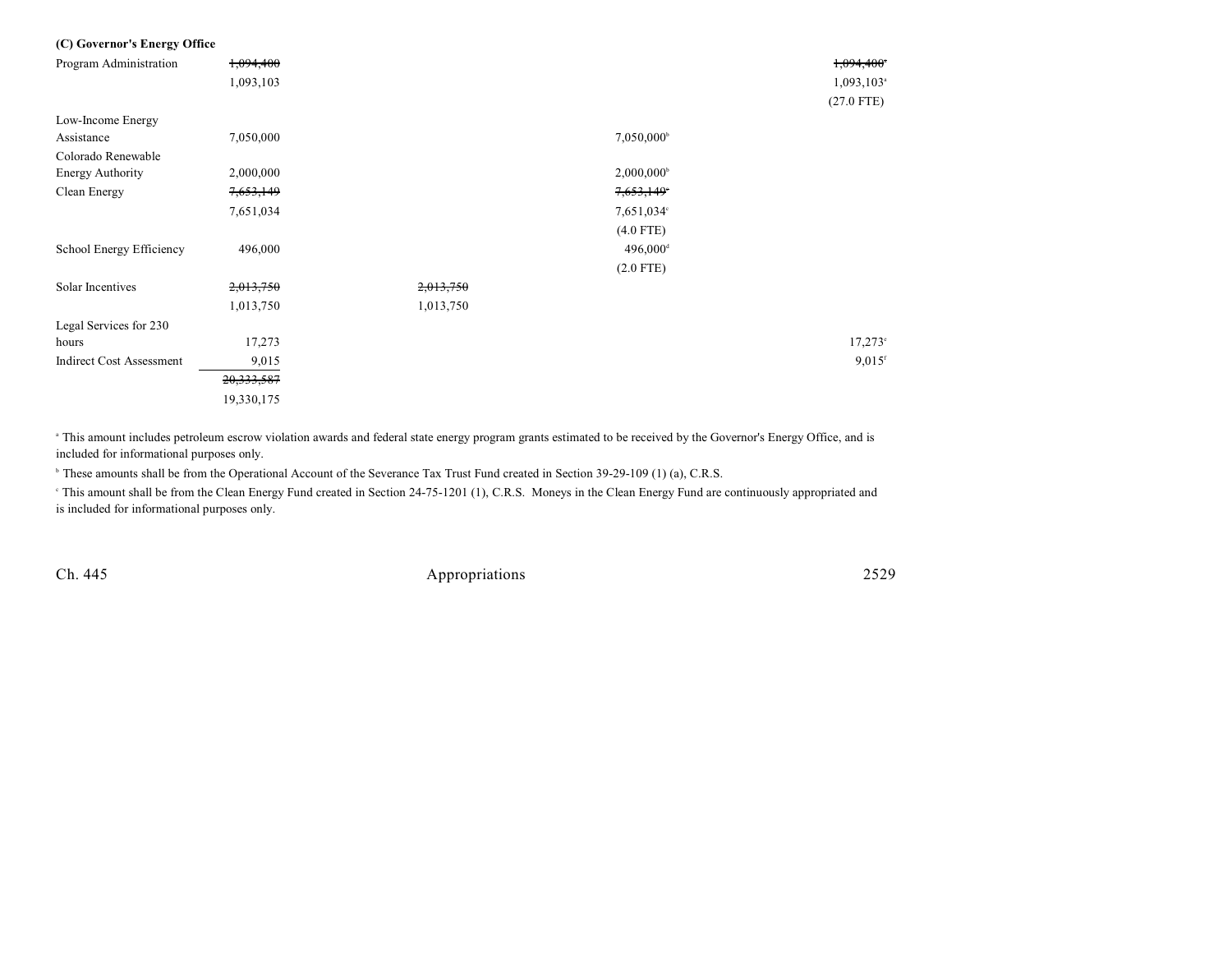**(C) Governor's Energy Office**

| | Total | General Fund | General Fund Exempt | Cash Funds | Reappropriated Funds | Federal Funds |
|---|---|---|---|---|---|---|
| Program Administration | ~~1,094,400~~ | | | | | ~~1,094,400~~[a] |
| | 1,093,103 | | | | | 1,093,103[a] |
| | | | | | | (27.0 FTE) |
| Low-Income Energy Assistance | 7,050,000 | | | 7,050,000[b] | | |
| Colorado Renewable Energy Authority | 2,000,000 | | | 2,000,000[b] | | |
| Clean Energy | ~~7,653,149~~ | | | ~~7,653,149~~[c] | | |
| | 7,651,034 | | | 7,651,034[c] | | |
| | | | | (4.0 FTE) | | |
| School Energy Efficiency | 496,000 | | | 496,000[d] | | |
| | | | | (2.0 FTE) | | |
| Solar Incentives | ~~2,013,750~~ | ~~2,013,750~~ | | | | |
| | 1,013,750 | 1,013,750 | | | | |
| Legal Services for 230 hours | 17,273 | | | | | 17,273[e] |
| Indirect Cost Assessment | 9,015 | | | | | 9,015[f] |
| | ~~20,333,587~~ | | | | | |
| | 19,330,175 | | | | | |

[a] This amount includes petroleum escrow violation awards and federal state energy program grants estimated to be received by the Governor's Energy Office, and is included for informational purposes only.

[b] These amounts shall be from the Operational Account of the Severance Tax Trust Fund created in Section 39-29-109 (1) (a), C.R.S.

[c] This amount shall be from the Clean Energy Fund created in Section 24-75-1201 (1), C.R.S. Moneys in the Clean Energy Fund are continuously appropriated and is included for informational purposes only.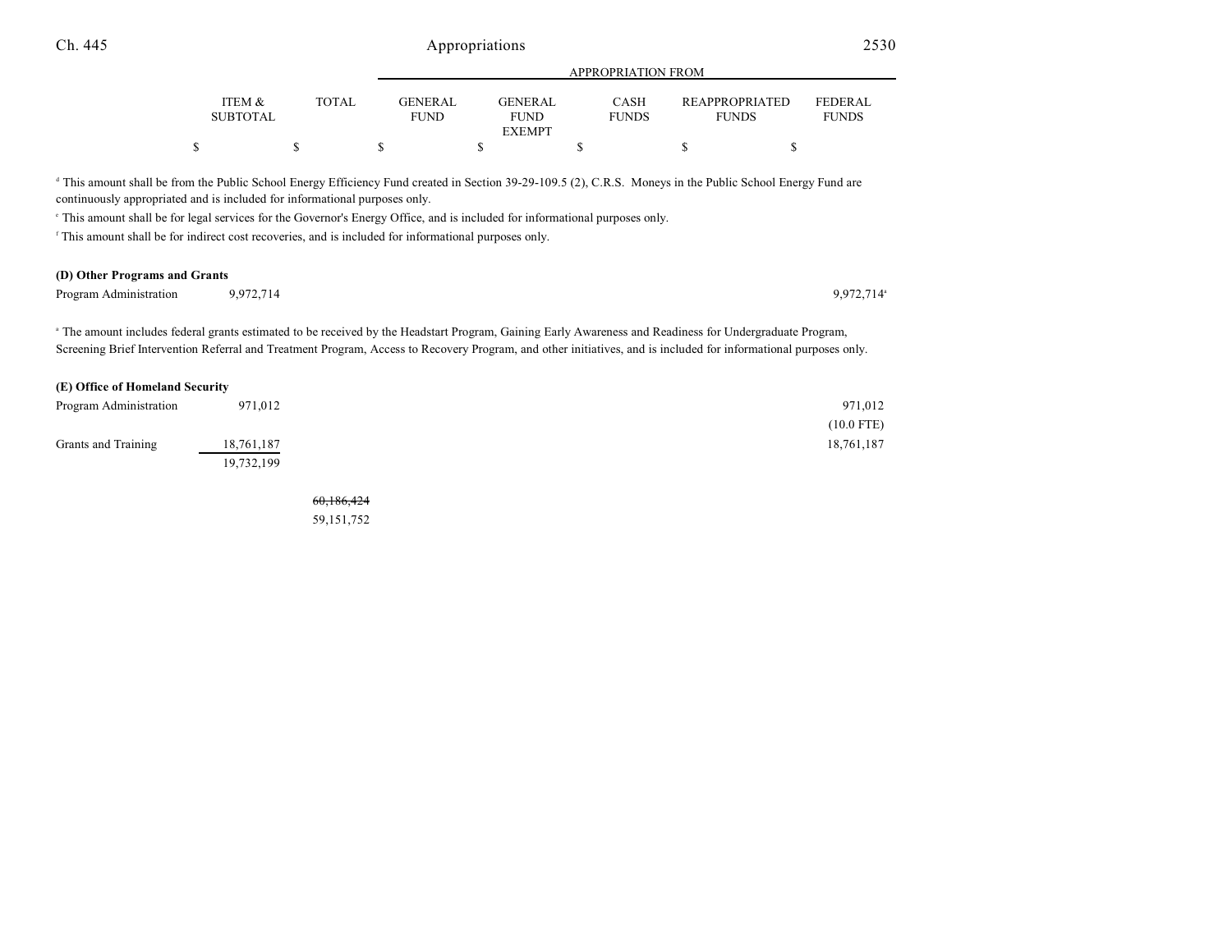| | ITEM & SUBTOTAL | TOTAL | APPROPRIATION FROM GENERAL FUND | GENERAL FUND EXEMPT | CASH FUNDS | REAPPROPRIATED FUNDS | FEDERAL FUNDS |
|---|---|---|---|---|---|---|---|
| | $ | $ | $ | $ | $ | $ | $ |

[d] This amount shall be from the Public School Energy Efficiency Fund created in Section 39-29-109.5 (2), C.R.S. Moneys in the Public School Energy Fund are continuously appropriated and is included for informational purposes only.

[e] This amount shall be for legal services for the Governor's Energy Office, and is included for informational purposes only.

[f] This amount shall be for indirect cost recoveries, and is included for informational purposes only.

**(D) Other Programs and Grants**

| | ITEM & SUBTOTAL | TOTAL | GENERAL FUND | GENERAL FUND EXEMPT | CASH FUNDS | REAPPROPRIATED FUNDS | FEDERAL FUNDS |
|---|---|---|---|---|---|---|---|
| Program Administration | 9,972,714 | | | | | | 9,972,714[a] |

[a] The amount includes federal grants estimated to be received by the Headstart Program, Gaining Early Awareness and Readiness for Undergraduate Program, Screening Brief Intervention Referral and Treatment Program, Access to Recovery Program, and other initiatives, and is included for informational purposes only.

**(E) Office of Homeland Security**

| | ITEM & SUBTOTAL | TOTAL | GENERAL FUND | GENERAL FUND EXEMPT | CASH FUNDS | REAPPROPRIATED FUNDS | FEDERAL FUNDS |
|---|---|---|---|---|---|---|---|
| Program Administration | 971,012 | | | | | | 971,012 (10.0 FTE) |
| Grants and Training | 18,761,187 | | | | | | 18,761,187 |
| | 19,732,199 | | | | | | |
| | | ~~60,186,424~~ 59,151,752 | | | | | |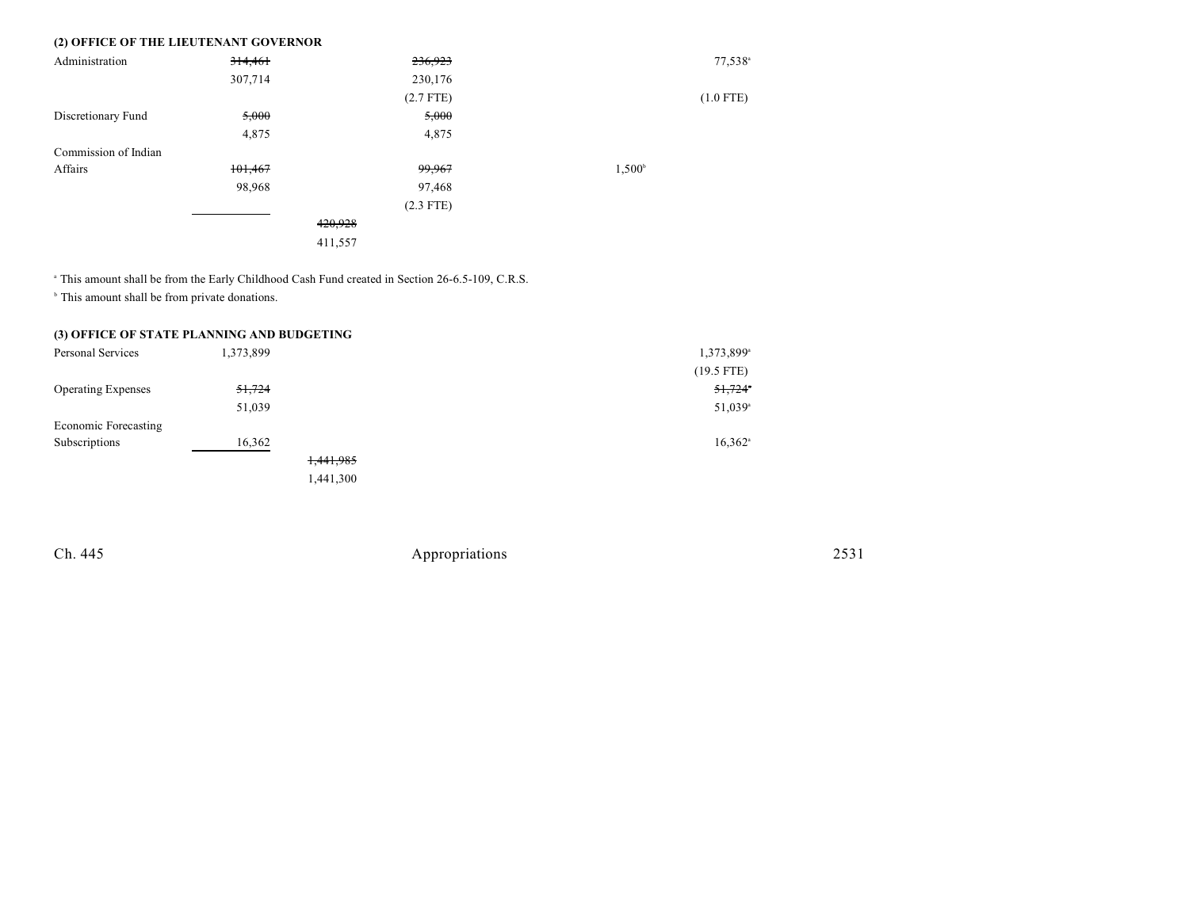**(2) OFFICE OF THE LIEUTENANT GOVERNOR**

| | | | | | |
|---|---|---|---|---|---|
| Administration | ~~314,461~~ | | ~~236,923~~ | | 77,538[a] |
| | 307,714 | | 230,176 | | |
| | | | (2.7 FTE) | | (1.0 FTE) |
| Discretionary Fund | ~~5,000~~ | | ~~5,000~~ | | |
| | 4,875 | | 4,875 | | |
| Commission of Indian Affairs | ~~101,467~~ | | ~~99,967~~ | 1,500[b] | |
| | 98,968 | | 97,468 | | |
| | | | (2.3 FTE) | | |
| | | ~~420,928~~ | | | |
| | | 411,557 | | | |

[a] This amount shall be from the Early Childhood Cash Fund created in Section 26-6.5-109, C.R.S.

[b] This amount shall be from private donations.

**(3) OFFICE OF STATE PLANNING AND BUDGETING**

| | | | | | |
|---|---|---|---|---|---|
| Personal Services | 1,373,899 | | | | 1,373,899[a] |
| | | | | | (19.5 FTE) |
| Operating Expenses | ~~51,724~~ | | | | ~~51,724~~[a] |
| | 51,039 | | | | 51,039[a] |
| Economic Forecasting Subscriptions | 16,362 | | | | 16,362[a] |
| | | ~~1,441,985~~ | | | |
| | | 1,441,300 | | | |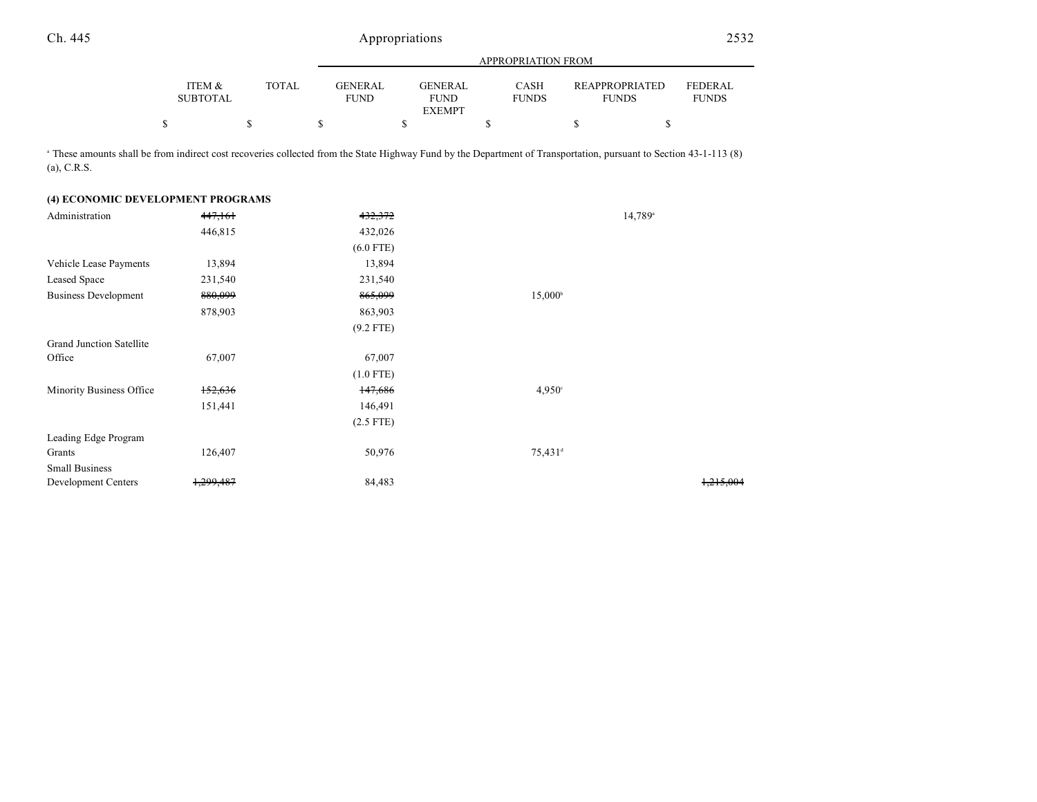| | ITEM & SUBTOTAL | TOTAL | GENERAL FUND | GENERAL FUND EXEMPT | CASH FUNDS | REAPPROPRIATED FUNDS | FEDERAL FUNDS |
|---|---|---|---|---|---|---|---|
| | $ | $ | $ | $ | $ | $ | $ |

[a] These amounts shall be from indirect cost recoveries collected from the State Highway Fund by the Department of Transportation, pursuant to Section 43-1-113 (8) (a), C.R.S.

**(4) ECONOMIC DEVELOPMENT PROGRAMS**

| | ITEM & SUBTOTAL | TOTAL | GENERAL FUND | GENERAL FUND EXEMPT | CASH FUNDS | REAPPROPRIATED FUNDS | FEDERAL FUNDS |
|---|---|---|---|---|---|---|---|
| Administration | ~~447,161~~ | | ~~432,372~~ | | | 14,789[a] | |
| | 446,815 | | 432,026 | | | | |
| | | | (6.0 FTE) | | | | |
| Vehicle Lease Payments | 13,894 | | 13,894 | | | | |
| Leased Space | 231,540 | | 231,540 | | | | |
| Business Development | ~~880,099~~ | | ~~865,099~~ | | 15,000[b] | | |
| | 878,903 | | 863,903 | | | | |
| | | | (9.2 FTE) | | | | |
| Grand Junction Satellite Office | 67,007 | | 67,007 | | | | |
| | | | (1.0 FTE) | | | | |
| Minority Business Office | ~~152,636~~ | | ~~147,686~~ | | 4,950[c] | | |
| | 151,441 | | 146,491 | | | | |
| | | | (2.5 FTE) | | | | |
| Leading Edge Program Grants | 126,407 | | 50,976 | | 75,431[d] | | |
| Small Business Development Centers | ~~1,299,487~~ | | 84,483 | | | | ~~1,215,004~~ |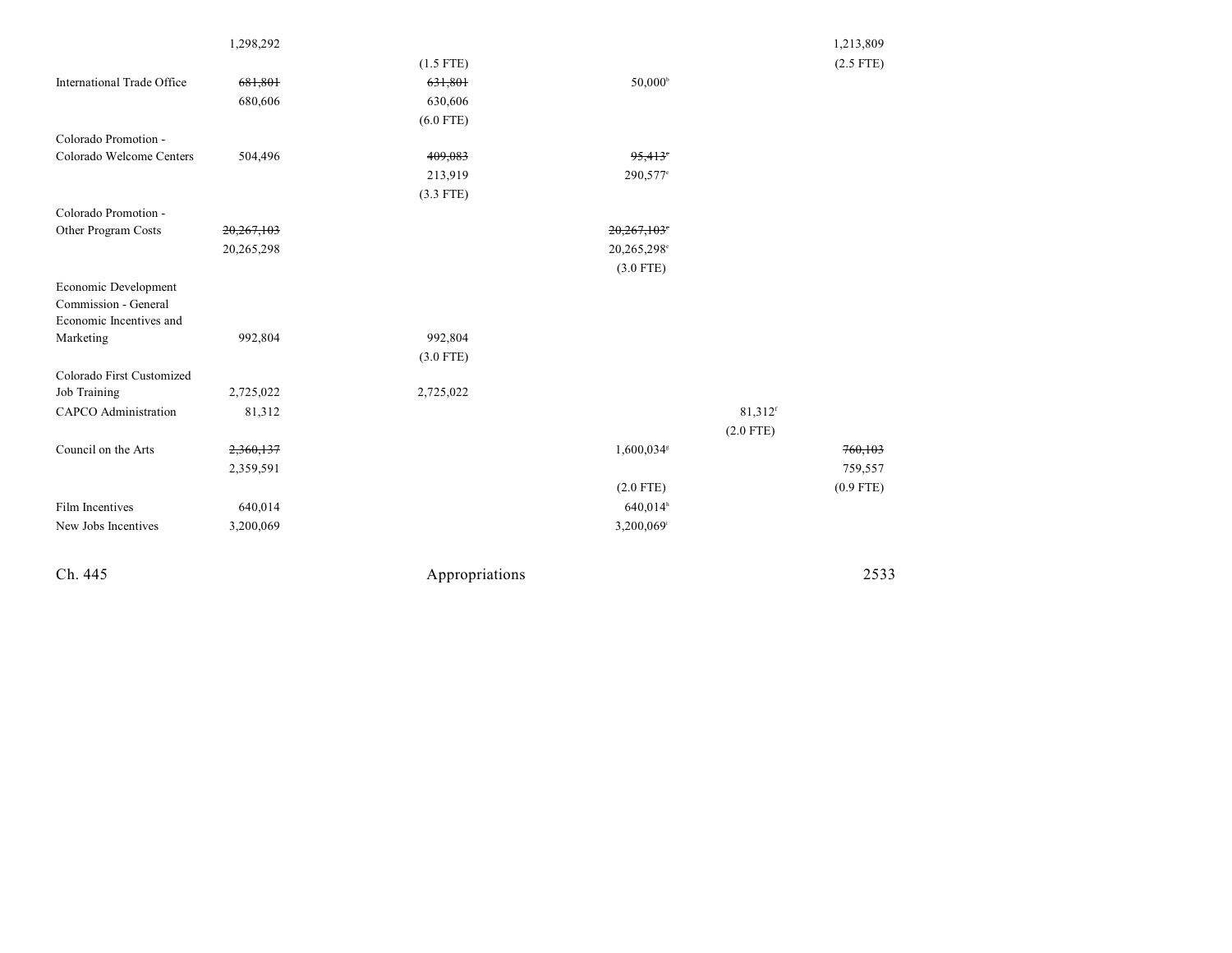| | | | | | |
|---|---|---|---|---|---|
| | 1,298,292 | | | | 1,213,809 |
| | | (1.5 FTE) | | | (2.5 FTE) |
| International Trade Office | ~~681,801~~ | ~~631,801~~ | 50,000[b] | | |
| | 680,606 | 630,606 | | | |
| | | (6.0 FTE) | | | |
| Colorado Promotion - Colorado Welcome Centers | 504,496 | ~~409,083~~ | ~~95,413~~[c] | | |
| | | 213,919 | 290,577[c] | | |
| | | (3.3 FTE) | | | |
| Colorado Promotion - Other Program Costs | ~~20,267,103~~ | | ~~20,267,103~~[e] | | |
| | 20,265,298 | | 20,265,298[e] | | |
| | | | (3.0 FTE) | | |
| Economic Development Commission - General Economic Incentives and Marketing | 992,804 | 992,804 | | | |
| | | (3.0 FTE) | | | |
| Colorado First Customized Job Training | 2,725,022 | 2,725,022 | | | |
| CAPCO Administration | 81,312 | | | 81,312[f] | |
| | | | | (2.0 FTE) | |
| Council on the Arts | ~~2,360,137~~ | | 1,600,034[g] | | ~~760,103~~ |
| | 2,359,591 | | | | 759,557 |
| | | | (2.0 FTE) | | (0.9 FTE) |
| Film Incentives | 640,014 | | 640,014[h] | | |
| New Jobs Incentives | 3,200,069 | | 3,200,069[i] | | |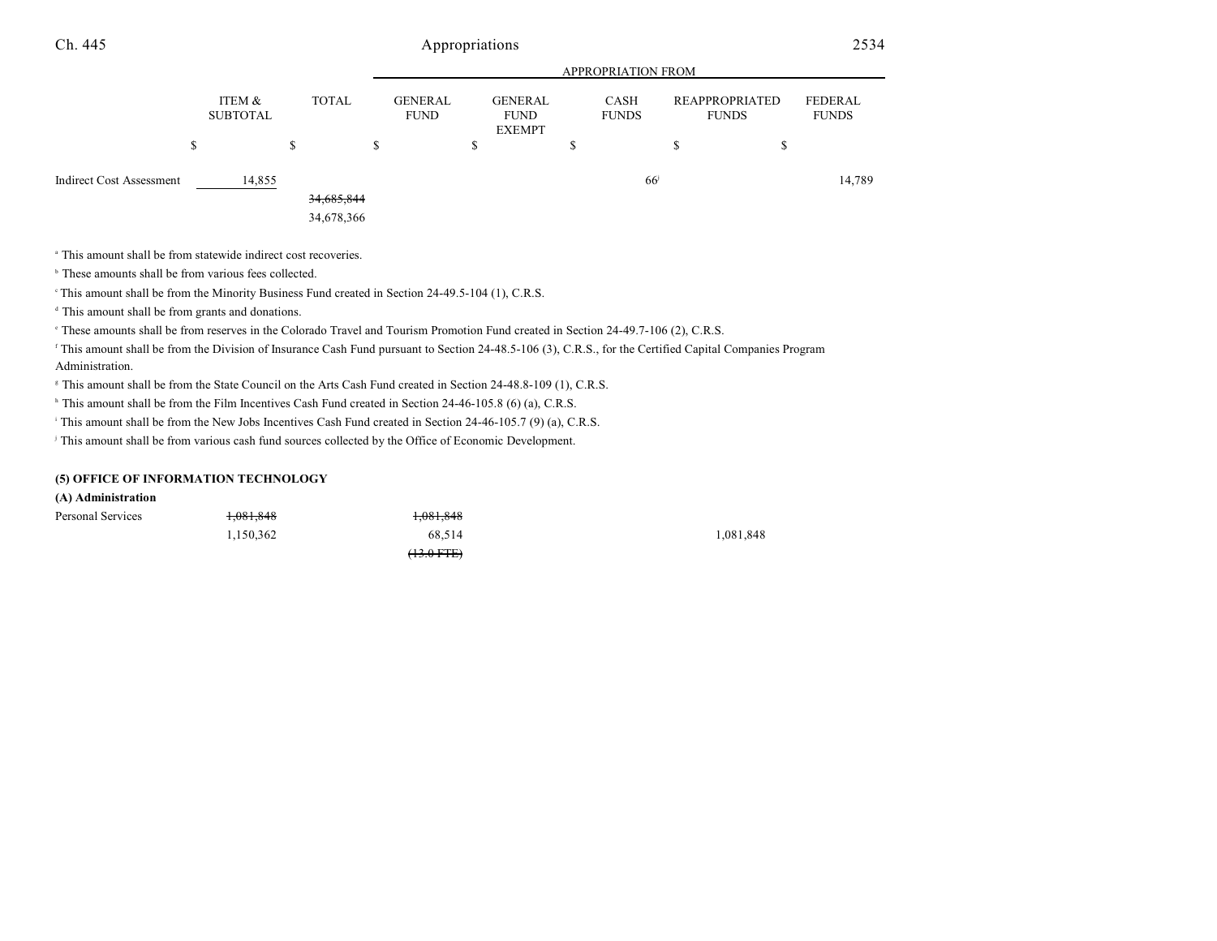| | ITEM & SUBTOTAL | TOTAL | GENERAL FUND | GENERAL FUND EXEMPT | CASH FUNDS | REAPPROPRIATED FUNDS | FEDERAL FUNDS |
|---|---|---|---|---|---|---|---|
| | $ | $ | $ | $ | $ | $ | $ |
| Indirect Cost Assessment | 14,855 | | | | 66[j] | | 14,789 |
| | | ~~34,685,844~~ | | | | | |
| | | 34,678,366 | | | | | |

[a] This amount shall be from statewide indirect cost recoveries.

[b] These amounts shall be from various fees collected.

[c] This amount shall be from the Minority Business Fund created in Section 24-49.5-104 (1), C.R.S.

[d] This amount shall be from grants and donations.

[e] These amounts shall be from reserves in the Colorado Travel and Tourism Promotion Fund created in Section 24-49.7-106 (2), C.R.S.

[f] This amount shall be from the Division of Insurance Cash Fund pursuant to Section 24-48.5-106 (3), C.R.S., for the Certified Capital Companies Program Administration.

[g] This amount shall be from the State Council on the Arts Cash Fund created in Section 24-48.8-109 (1), C.R.S.

[h] This amount shall be from the Film Incentives Cash Fund created in Section 24-46-105.8 (6) (a), C.R.S.

[i] This amount shall be from the New Jobs Incentives Cash Fund created in Section 24-46-105.7 (9) (a), C.R.S.

[j] This amount shall be from various cash fund sources collected by the Office of Economic Development.

**(5) OFFICE OF INFORMATION TECHNOLOGY**

**(A) Administration**

| | ITEM & SUBTOTAL | TOTAL | GENERAL FUND | GENERAL FUND EXEMPT | CASH FUNDS | REAPPROPRIATED FUNDS | FEDERAL FUNDS |
|---|---|---|---|---|---|---|---|
| Personal Services | ~~1,081,848~~ | | ~~1,081,848~~ | | | | |
| | 1,150,362 | | 68,514 | | | 1,081,848 | |
| | | | ~~(13.0 FTE)~~ | | | | |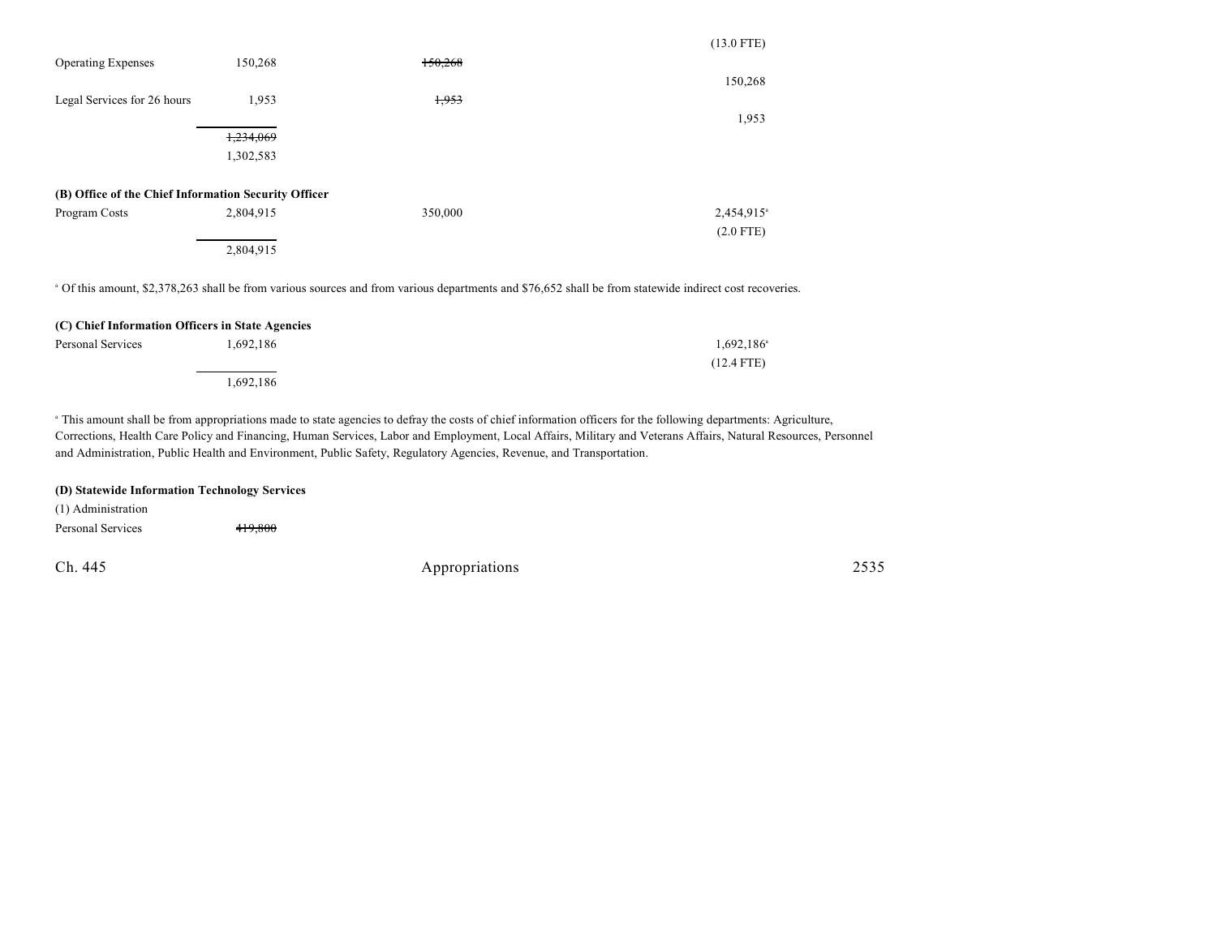| | | | | |
|---|---|---|---|---|
| | | | (13.0 FTE) | |
| Operating Expenses | 150,268 | ~~150,268~~ | | |
| | | | 150,268 | |
| Legal Services for 26 hours | 1,953 | ~~1,953~~ | | |
| | | | 1,953 | |
| | ~~1,234,069~~ | | | |
| | 1,302,583 | | | |

**(B) Office of the Chief Information Security Officer**

| | | | | |
|---|---|---|---|---|
| Program Costs | 2,804,915 | 350,000 | 2,454,915[a] | |
| | | | (2.0 FTE) | |
| | 2,804,915 | | | |

[a] Of this amount, $2,378,263 shall be from various sources and from various departments and $76,652 shall be from statewide indirect cost recoveries.

**(C) Chief Information Officers in State Agencies**

| | | | | |
|---|---|---|---|---|
| Personal Services | 1,692,186 | | 1,692,186[a] | |
| | | | (12.4 FTE) | |
| | 1,692,186 | | | |

[a] This amount shall be from appropriations made to state agencies to defray the costs of chief information officers for the following departments: Agriculture, Corrections, Health Care Policy and Financing, Human Services, Labor and Employment, Local Affairs, Military and Veterans Affairs, Natural Resources, Personnel and Administration, Public Health and Environment, Public Safety, Regulatory Agencies, Revenue, and Transportation.

**(D) Statewide Information Technology Services**

(1) Administration

| | | | | |
|---|---|---|---|---|
| Personal Services | ~~419,800~~ | | | |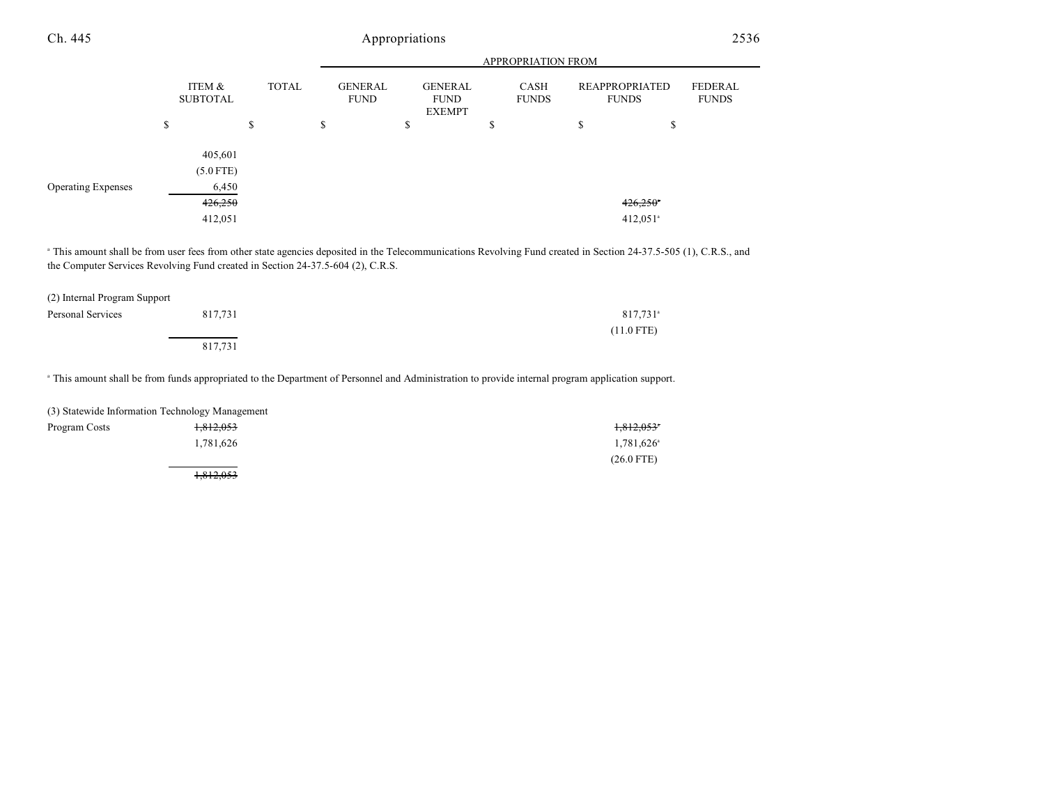| | ITEM & SUBTOTAL | TOTAL | GENERAL FUND | GENERAL FUND EXEMPT | CASH FUNDS | REAPPROPRIATED FUNDS | FEDERAL FUNDS |
|---|---|---|---|---|---|---|---|
| | | | APPROPRIATION FROM | | | | |
| | $ | $ | $ | $ | $ | $ | $ |
| | 405,601 | | | | | | |
| | (5.0 FTE) | | | | | | |
| Operating Expenses | 6,450 | | | | | | |
| | ~~426,250~~ | | | | | ~~426,250~~[a] | |
| | 412,051 | | | | | 412,051[a] | |

[a] This amount shall be from user fees from other state agencies deposited in the Telecommunications Revolving Fund created in Section 24-37.5-505 (1), C.R.S., and the Computer Services Revolving Fund created in Section 24-37.5-604 (2), C.R.S.

| | ITEM & SUBTOTAL | TOTAL | GENERAL FUND | GENERAL FUND EXEMPT | CASH FUNDS | REAPPROPRIATED FUNDS | FEDERAL FUNDS |
|---|---|---|---|---|---|---|---|
| (2) Internal Program Support | | | | | | | |
| Personal Services | 817,731 | | | | | 817,731[a] | |
| | | | | | | (11.0 FTE) | |
| | 817,731 | | | | | | |

[a] This amount shall be from funds appropriated to the Department of Personnel and Administration to provide internal program application support.

| | ITEM & SUBTOTAL | TOTAL | GENERAL FUND | GENERAL FUND EXEMPT | CASH FUNDS | REAPPROPRIATED FUNDS | FEDERAL FUNDS |
|---|---|---|---|---|---|---|---|
| (3) Statewide Information Technology Management | | | | | | | |
| Program Costs | ~~1,812,053~~ | | | | | ~~1,812,053~~[a] | |
| | 1,781,626 | | | | | 1,781,626[a] | |
| | | | | | | (26.0 FTE) | |
| | ~~1,812,053~~ | | | | | | |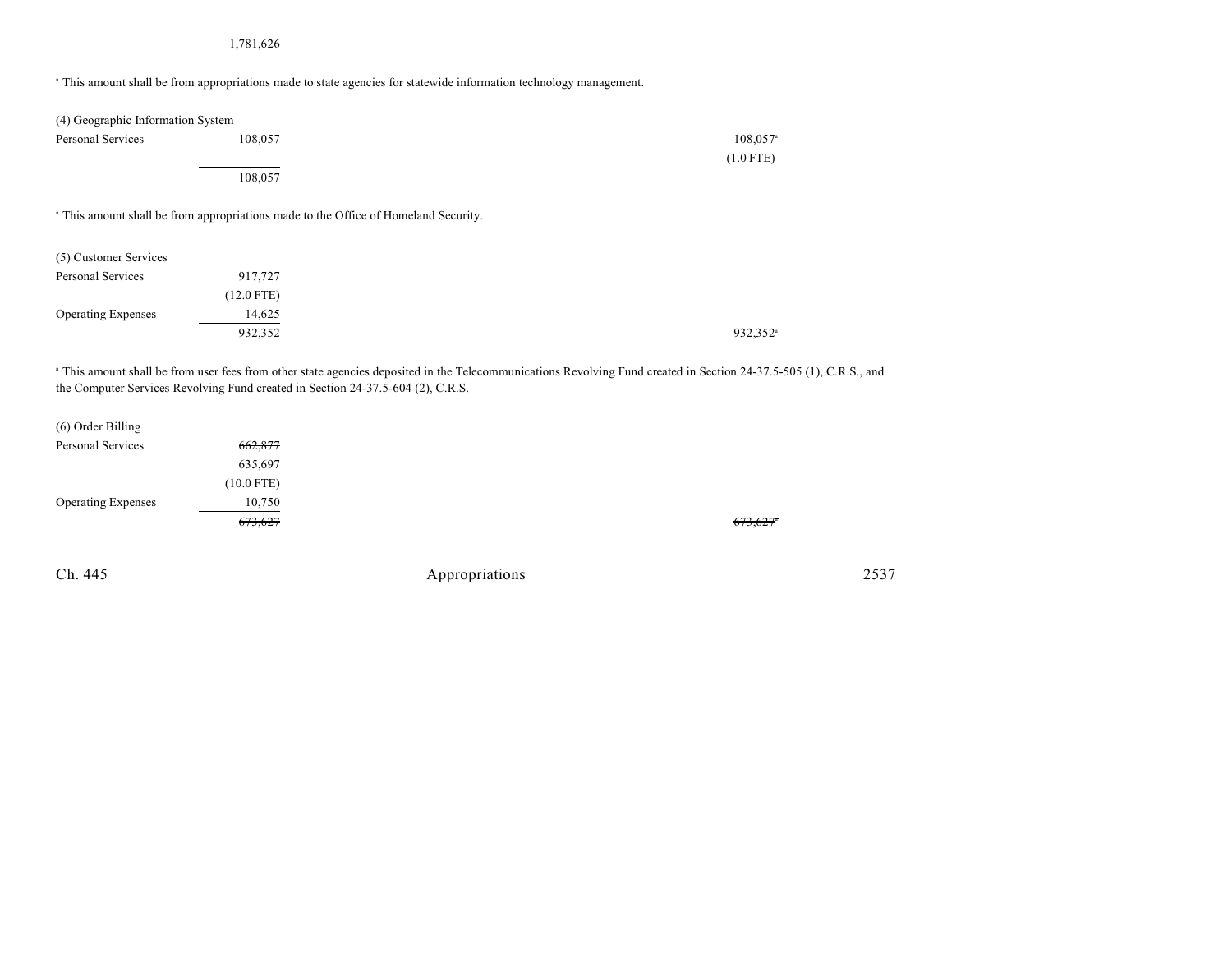| | | | | | |
|---|---|---|---|---|---|
| | 1,781,626 | | | | |

[a] This amount shall be from appropriations made to state agencies for statewide information technology management.

| | | | | | |
|---|---|---|---|---|---|
| (4) Geographic Information System | | | | | |
| Personal Services | 108,057 | | | 108,057[a] | |
| | | | | (1.0 FTE) | |
| | 108,057 | | | | |

[a] This amount shall be from appropriations made to the Office of Homeland Security.

| | | | | | |
|---|---|---|---|---|---|
| (5) Customer Services | | | | | |
| Personal Services | 917,727 | | | | |
| | (12.0 FTE) | | | | |
| Operating Expenses | 14,625 | | | | |
| | 932,352 | | | 932,352[a] | |

[a] This amount shall be from user fees from other state agencies deposited in the Telecommunications Revolving Fund created in Section 24-37.5-505 (1), C.R.S., and the Computer Services Revolving Fund created in Section 24-37.5-604 (2), C.R.S.

| | | | | | |
|---|---|---|---|---|---|
| (6) Order Billing | | | | | |
| Personal Services | ~~662,877~~ | | | | |
| | 635,697 | | | | |
| | (10.0 FTE) | | | | |
| Operating Expenses | 10,750 | | | | |
| | ~~673,627~~ | | | ~~673,627~~[a] | |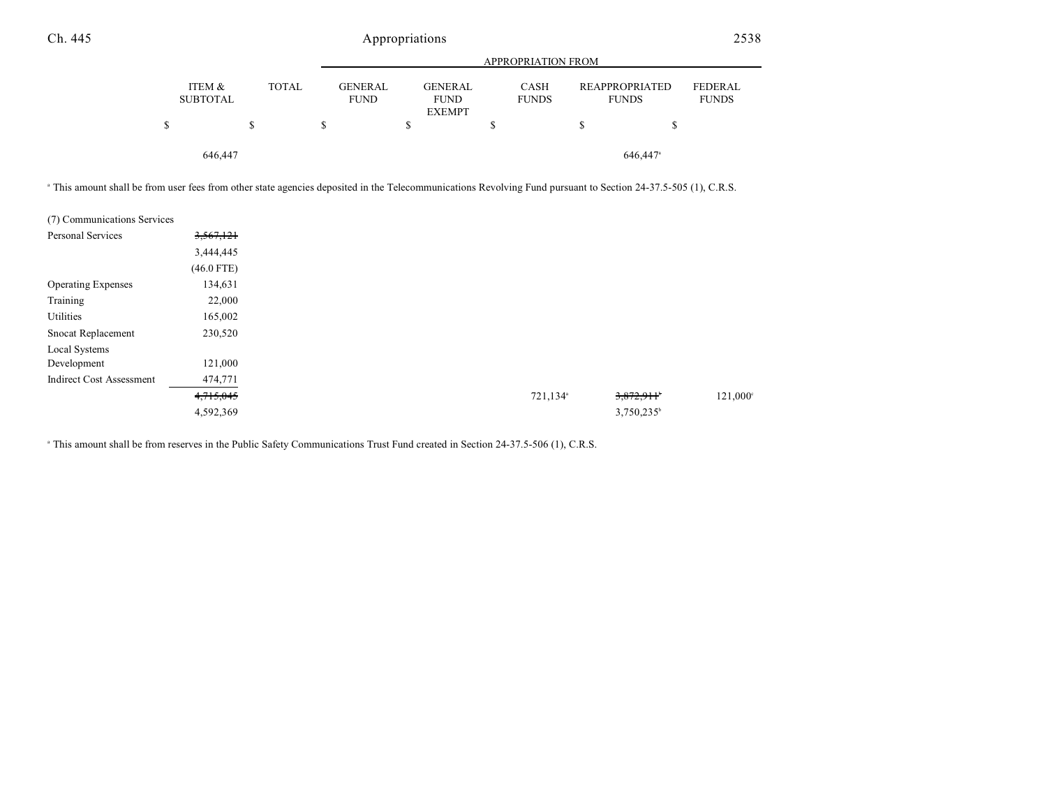| | ITEM & SUBTOTAL | TOTAL | GENERAL FUND | GENERAL FUND EXEMPT | CASH FUNDS | REAPPROPRIATED FUNDS | FEDERAL FUNDS |
|---|---|---|---|---|---|---|---|
| | | | APPROPRIATION FROM | | | | |
| | $ | $ | $ | $ | $ | $ | $ |
| | 646,447 | | | | | 646,447[a] | |

[a] This amount shall be from user fees from other state agencies deposited in the Telecommunications Revolving Fund pursuant to Section 24-37.5-505 (1), C.R.S.

| | ITEM & SUBTOTAL | TOTAL | GENERAL FUND | GENERAL FUND EXEMPT | CASH FUNDS | REAPPROPRIATED FUNDS | FEDERAL FUNDS |
|---|---|---|---|---|---|---|---|
| (7) Communications Services | | | | | | | |
| Personal Services | ~~3,567,121~~ | | | | | | |
| | 3,444,445 | | | | | | |
| | (46.0 FTE) | | | | | | |
| Operating Expenses | 134,631 | | | | | | |
| Training | 22,000 | | | | | | |
| Utilities | 165,002 | | | | | | |
| Snocat Replacement | 230,520 | | | | | | |
| Local Systems Development | 121,000 | | | | | | |
| Indirect Cost Assessment | 474,771 | | | | | | |
| | ~~4,715,045~~ | | | | 721,134[a] | ~~3,872,911~~[b] | 121,000[c] |
| | 4,592,369 | | | | | 3,750,235[b] | |

[a] This amount shall be from reserves in the Public Safety Communications Trust Fund created in Section 24-37.5-506 (1), C.R.S.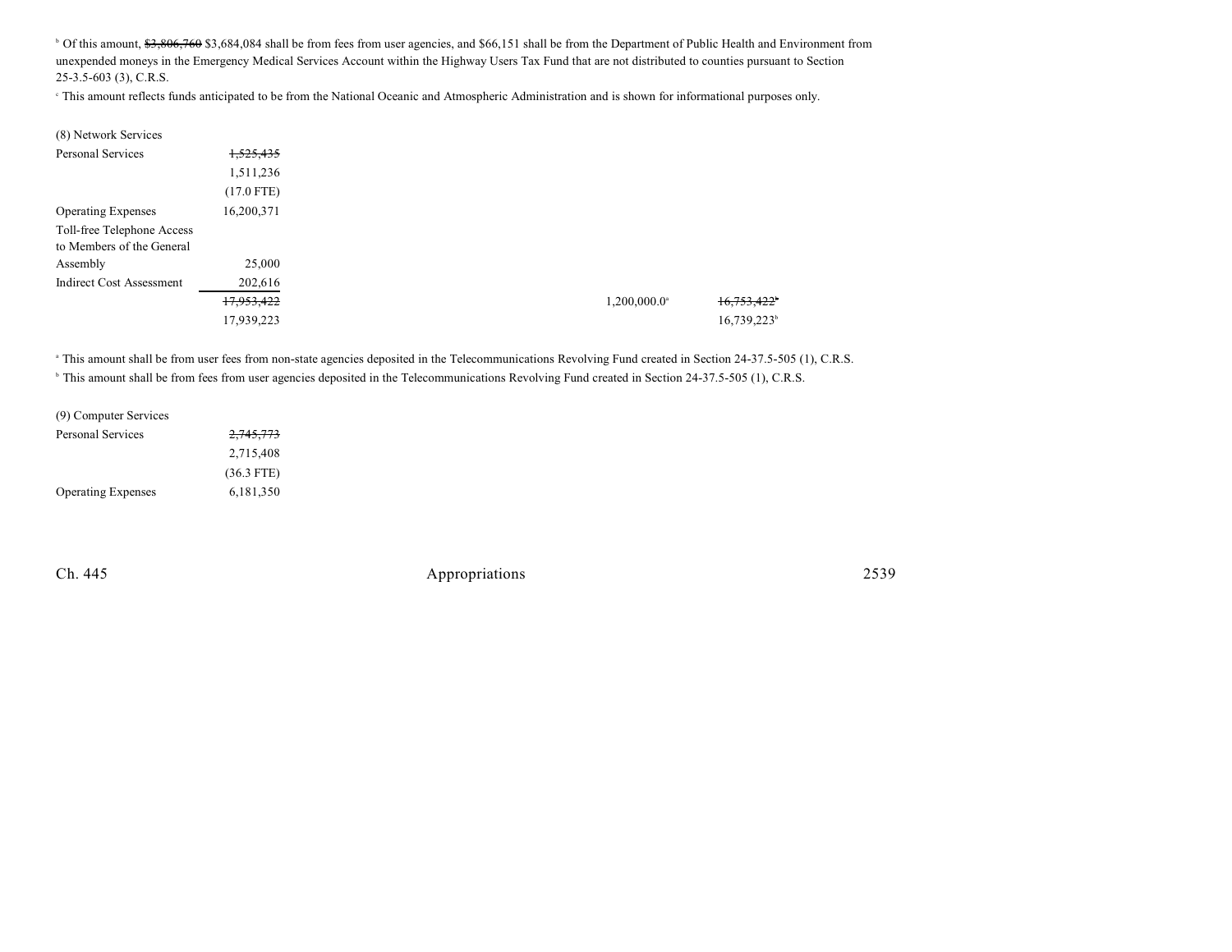[b] Of this amount, ~~$3,806,760~~ $3,684,084 shall be from fees from user agencies, and $66,151 shall be from the Department of Public Health and Environment from unexpended moneys in the Emergency Medical Services Account within the Highway Users Tax Fund that are not distributed to counties pursuant to Section 25-3.5-603 (3), C.R.S.

[c] This amount reflects funds anticipated to be from the National Oceanic and Atmospheric Administration and is shown for informational purposes only.

| (8) Network Services | | | |
|---|---|---|---|
| Personal Services | ~~1,525,435~~ 1,511,236 (17.0 FTE) | | |
| Operating Expenses | 16,200,371 | | |
| Toll-free Telephone Access to Members of the General Assembly | 25,000 | | |
| Indirect Cost Assessment | 202,616 | | |
| | ~~17,953,422~~ 17,939,223 | 1,200,000.0[a] | ~~16,753,422~~[b] 16,739,223[b] |

[a] This amount shall be from user fees from non-state agencies deposited in the Telecommunications Revolving Fund created in Section 24-37.5-505 (1), C.R.S.

[b] This amount shall be from fees from user agencies deposited in the Telecommunications Revolving Fund created in Section 24-37.5-505 (1), C.R.S.

| (9) Computer Services | |
|---|---|
| Personal Services | ~~2,745,773~~ 2,715,408 (36.3 FTE) |
| Operating Expenses | 6,181,350 |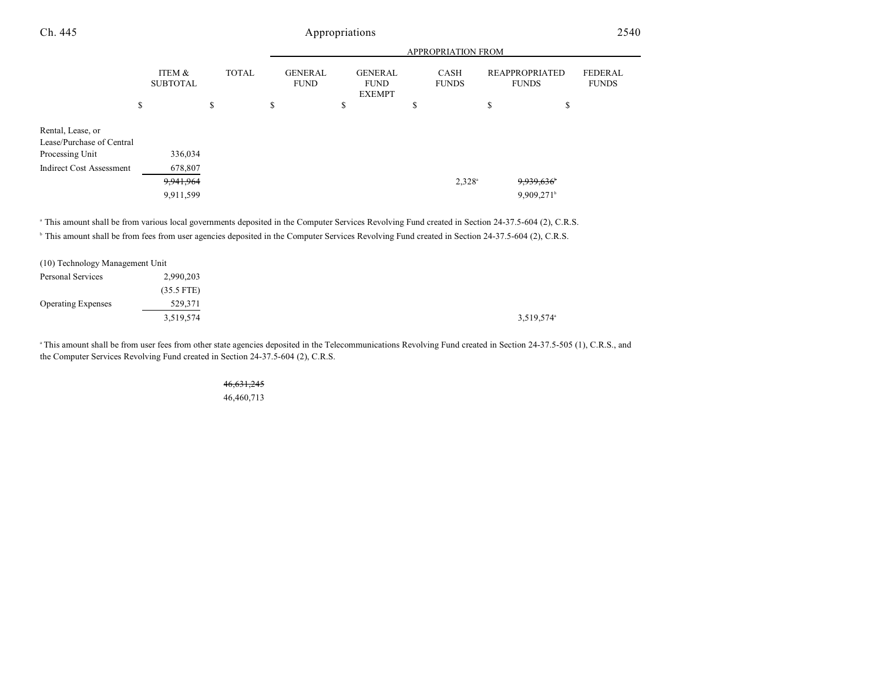| | ITEM & SUBTOTAL | TOTAL | APPROPRIATION FROM GENERAL FUND | GENERAL FUND EXEMPT | CASH FUNDS | REAPPROPRIATED FUNDS | FEDERAL FUNDS |
|---|---|---|---|---|---|---|---|
| | $ | $ | $ | $ | $ | $ | $ |
| Rental, Lease, or Lease/Purchase of Central Processing Unit | 336,034 | | | | | | |
| Indirect Cost Assessment | 678,807 | | | | | | |
| | ~~9,941,964~~ | | | | 2,328[a] | ~~9,939,636~~[b] | |
| | 9,911,599 | | | | | 9,909,271[b] | |

[a] This amount shall be from various local governments deposited in the Computer Services Revolving Fund created in Section 24-37.5-604 (2), C.R.S.

[b] This amount shall be from fees from user agencies deposited in the Computer Services Revolving Fund created in Section 24-37.5-604 (2), C.R.S.

| | ITEM & SUBTOTAL | TOTAL | GENERAL FUND | GENERAL FUND EXEMPT | CASH FUNDS | REAPPROPRIATED FUNDS | FEDERAL FUNDS |
|---|---|---|---|---|---|---|---|
| (10) Technology Management Unit | | | | | | | |
| Personal Services | 2,990,203 | | | | | | |
| | (35.5 FTE) | | | | | | |
| Operating Expenses | 529,371 | | | | | | |
| | 3,519,574 | | | | | 3,519,574[a] | |

[a] This amount shall be from user fees from other state agencies deposited in the Telecommunications Revolving Fund created in Section 24-37.5-505 (1), C.R.S., and the Computer Services Revolving Fund created in Section 24-37.5-604 (2), C.R.S.

| | ITEM & SUBTOTAL | TOTAL | GENERAL FUND | GENERAL FUND EXEMPT | CASH FUNDS | REAPPROPRIATED FUNDS | FEDERAL FUNDS |
|---|---|---|---|---|---|---|---|
| | | ~~46,631,245~~ | | | | | |
| | | 46,460,713 | | | | | |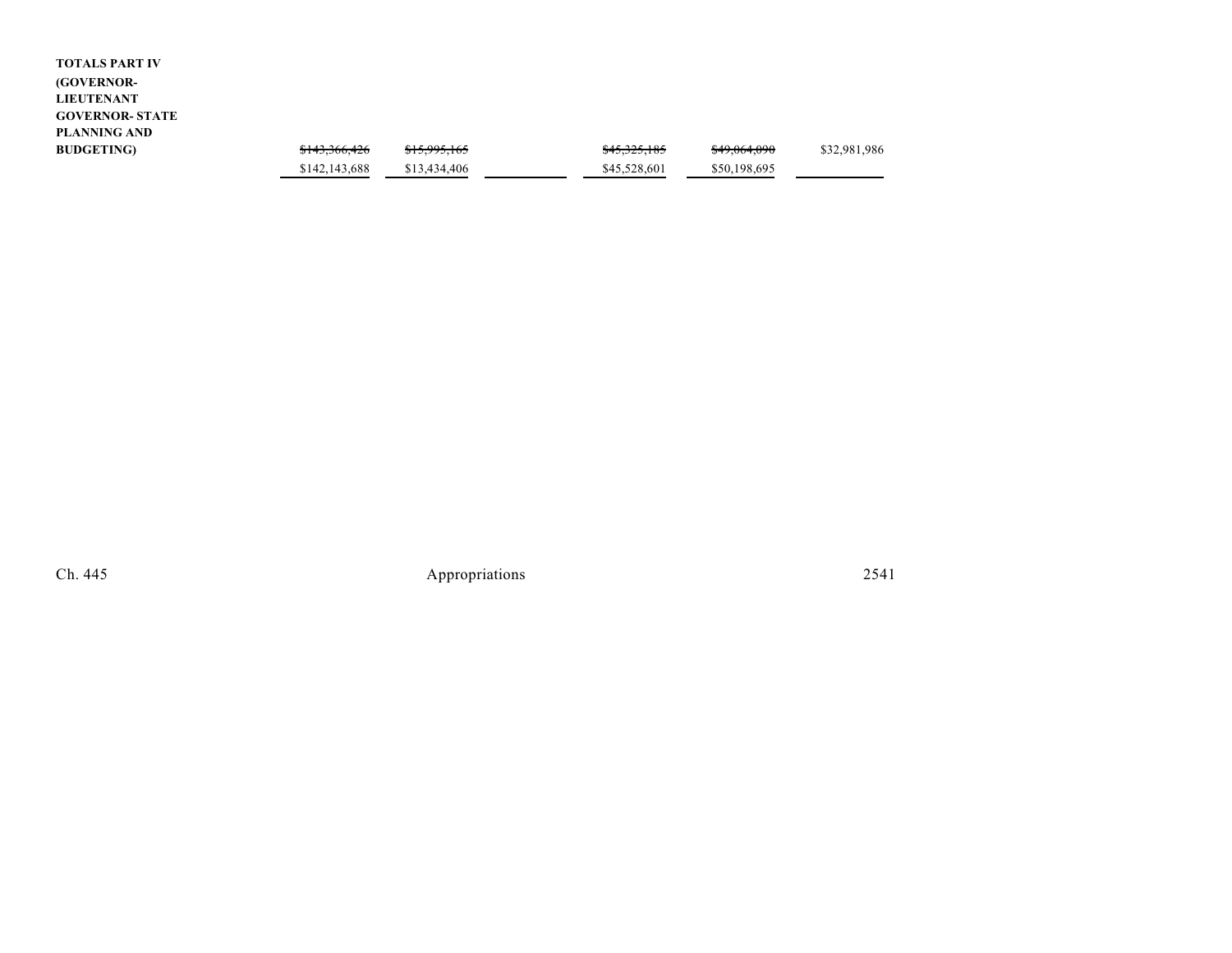| | | | | | | |
|---|---|---|---|---|---|---|
| **TOTALS PART IV (GOVERNOR-LIEUTENANT GOVERNOR- STATE PLANNING AND BUDGETING)** | ~~$143,366,426~~ | ~~$15,995,165~~ | | ~~$45,325,185~~ | ~~$49,064,090~~ | $32,981,986 |
| | $142,143,688 | $13,434,406 | | $45,528,601 | $50,198,695 | |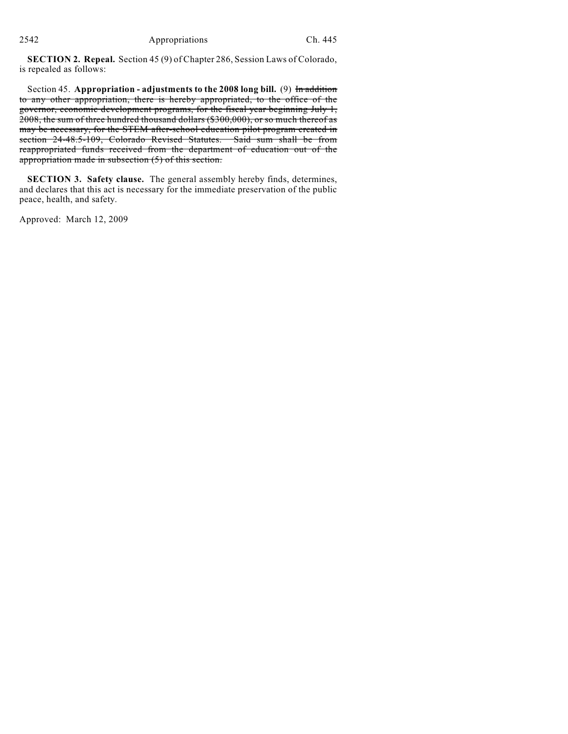**SECTION 2. Repeal.** Section 45 (9) of Chapter 286, Session Laws of Colorado, is repealed as follows:

Section 45. **Appropriation - adjustments to the 2008 long bill.** (9) ~~In addition to any other appropriation, there is hereby appropriated, to the office of the governor, economic development programs, for the fiscal year beginning July 1, 2008, the sum of three hundred thousand dollars ($300,000), or so much thereof as may be necessary, for the STEM after-school education pilot program created in section 24-48.5-109, Colorado Revised Statutes. Said sum shall be from reappropriated funds received from the department of education out of the appropriation made in subsection (5) of this section.~~

**SECTION 3. Safety clause.** The general assembly hereby finds, determines, and declares that this act is necessary for the immediate preservation of the public peace, health, and safety.

Approved: March 12, 2009